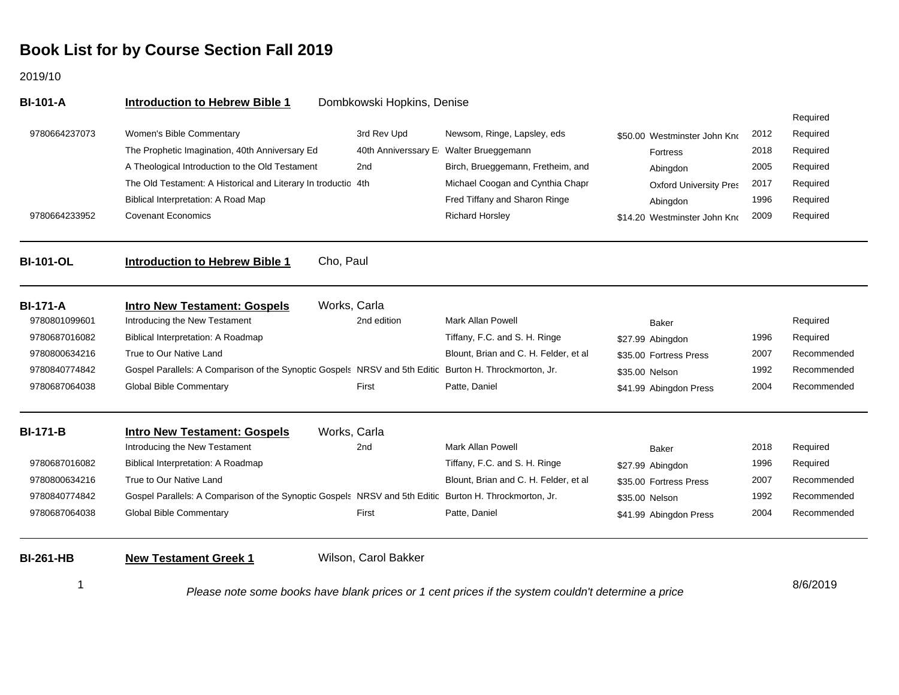# Book List for by Course Section Fall 2019

2019/10

## BI-101-A — Introduction to Hebrew Bible 1 — Dombkowski Hopkins, Denise

| ISBN | Title | Edition | Author | Price | Publisher | Year | Status |
|---|---|---|---|---|---|---|---|
| | | | | | | | Required |
| 9780664237073 | Women's Bible Commentary | 3rd Rev Upd | Newsom, Ringe, Lapsley, eds | $50.00 | Westminster John Kno | 2012 | Required |
| | The Prophetic Imagination, 40th Anniversary Ed | 40th Anniverssary E | Walter Brueggemann | | Fortress | 2018 | Required |
| | A Theological Introduction to the Old Testament | 2nd | Birch, Brueggemann, Fretheim, and | | Abingdon | 2005 | Required |
| | The Old Testament: A Historical and Literary In troductio | 4th | Michael Coogan and Cynthia Chapr | | Oxford University Pres | 2017 | Required |
| | Biblical Interpretation: A Road Map | | Fred Tiffany and Sharon Ringe | | Abingdon | 1996 | Required |
| 9780664233952 | Covenant Economics | | Richard Horsley | $14.20 | Westminster John Kno | 2009 | Required |

## BI-101-OL — Introduction to Hebrew Bible 1 — Cho, Paul

## BI-171-A — Intro New Testament: Gospels — Works, Carla

| ISBN | Title | Edition | Author | Price | Publisher | Year | Status |
|---|---|---|---|---|---|---|---|
| 9780801099601 | Introducing the New Testament | 2nd edition | Mark Allan Powell | | Baker | | Required |
| 9780687016082 | Biblical Interpretation: A Roadmap | | Tiffany, F.C. and S. H. Ringe | $27.99 | Abingdon | 1996 | Required |
| 9780800634216 | True to Our Native Land | | Blount, Brian and C. H. Felder, et al | $35.00 | Fortress Press | 2007 | Recommended |
| 9780840774842 | Gospel Parallels: A Comparison of the Synoptic Gospels | NRSV and 5th Editic | Burton H. Throckmorton, Jr. | $35.00 | Nelson | 1992 | Recommended |
| 9780687064038 | Global Bible Commentary | First | Patte, Daniel | $41.99 | Abingdon Press | 2004 | Recommended |

## BI-171-B — Intro New Testament: Gospels — Works, Carla

| ISBN | Title | Edition | Author | Price | Publisher | Year | Status |
|---|---|---|---|---|---|---|---|
| | Introducing the New Testament | 2nd | Mark Allan Powell | | Baker | 2018 | Required |
| 9780687016082 | Biblical Interpretation: A Roadmap | | Tiffany, F.C. and S. H. Ringe | $27.99 | Abingdon | 1996 | Required |
| 9780800634216 | True to Our Native Land | | Blount, Brian and C. H. Felder, et al | $35.00 | Fortress Press | 2007 | Recommended |
| 9780840774842 | Gospel Parallels: A Comparison of the Synoptic Gospels | NRSV and 5th Editic | Burton H. Throckmorton, Jr. | $35.00 | Nelson | 1992 | Recommended |
| 9780687064038 | Global Bible Commentary | First | Patte, Daniel | $41.99 | Abingdon Press | 2004 | Recommended |

## BI-261-HB — New Testament Greek 1 — Wilson, Carol Bakker

*Please note some books have blank prices or 1 cent prices if the system couldn't determine a price*

8/6/2019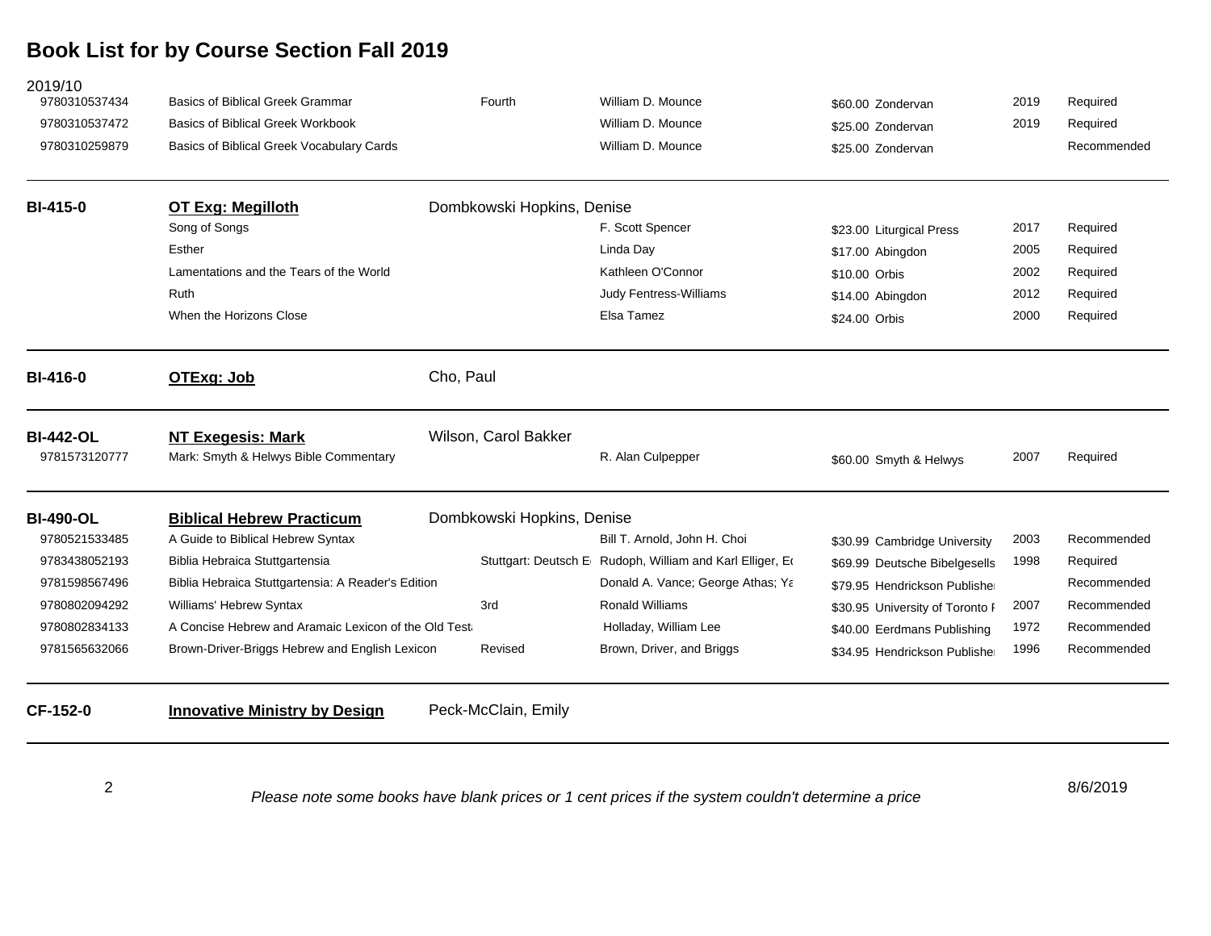# Book List for by Course Section Fall 2019

2019/10

| Course | Title | Edition / Instructor | Author | Price / Publisher | Year | Status |
|---|---|---|---|---|---|---|
| 9780310537434 | Basics of Biblical Greek Grammar | Fourth | William D. Mounce | $60.00 Zondervan | 2019 | Required |
| 9780310537472 | Basics of Biblical Greek Workbook | | William D. Mounce | $25.00 Zondervan | 2019 | Required |
| 9780310259879 | Basics of Biblical Greek Vocabulary Cards | | William D. Mounce | $25.00 Zondervan | | Recommended |
| **BI-415-0** | **OT Exg: Megilloth** | Dombkowski Hopkins, Denise | | | | |
| | Song of Songs | | F. Scott Spencer | $23.00 Liturgical Press | 2017 | Required |
| | Esther | | Linda Day | $17.00 Abingdon | 2005 | Required |
| | Lamentations and the Tears of the World | | Kathleen O'Connor | $10.00 Orbis | 2002 | Required |
| | Ruth | | Judy Fentress-Williams | $14.00 Abingdon | 2012 | Required |
| | When the Horizons Close | | Elsa Tamez | $24.00 Orbis | 2000 | Required |
| **BI-416-0** | **OTExg: Job** | Cho, Paul | | | | |
| **BI-442-OL** | **NT Exegesis: Mark** | Wilson, Carol Bakker | | | | |
| 9781573120777 | Mark: Smyth & Helwys Bible Commentary | | R. Alan Culpepper | $60.00 Smyth & Helwys | 2007 | Required |
| **BI-490-OL** | **Biblical Hebrew Practicum** | Dombkowski Hopkins, Denise | | | | |
| 9780521533485 | A Guide to Biblical Hebrew Syntax | | Bill T. Arnold, John H. Choi | $30.99 Cambridge University | 2003 | Recommended |
| 9783438052193 | Biblia Hebraica Stuttgartensia | Stuttgart: Deutsch E | Rudoph, William and Karl Elliger, Ed | $69.99 Deutsche Bibelgesells | 1998 | Required |
| 9781598567496 | Biblia Hebraica Stuttgartensia: A Reader's Edition | | Donald A. Vance; George Athas; Ya | $79.95 Hendrickson Publisher | | Recommended |
| 9780802094292 | Williams' Hebrew Syntax | 3rd | Ronald Williams | $30.95 University of Toronto P | 2007 | Recommended |
| 9780802834133 | A Concise Hebrew and Aramaic Lexicon of the Old Testa | | Holladay, William Lee | $40.00 Eerdmans Publishing | 1972 | Recommended |
| 9781565632066 | Brown-Driver-Briggs Hebrew and English Lexicon | Revised | Brown, Driver, and Briggs | $34.95 Hendrickson Publisher | 1996 | Recommended |
| **CF-152-0** | **Innovative Ministry by Design** | Peck-McClain, Emily | | | | |

*Please note some books have blank prices or 1 cent prices if the system couldn't determine a price*

8/6/2019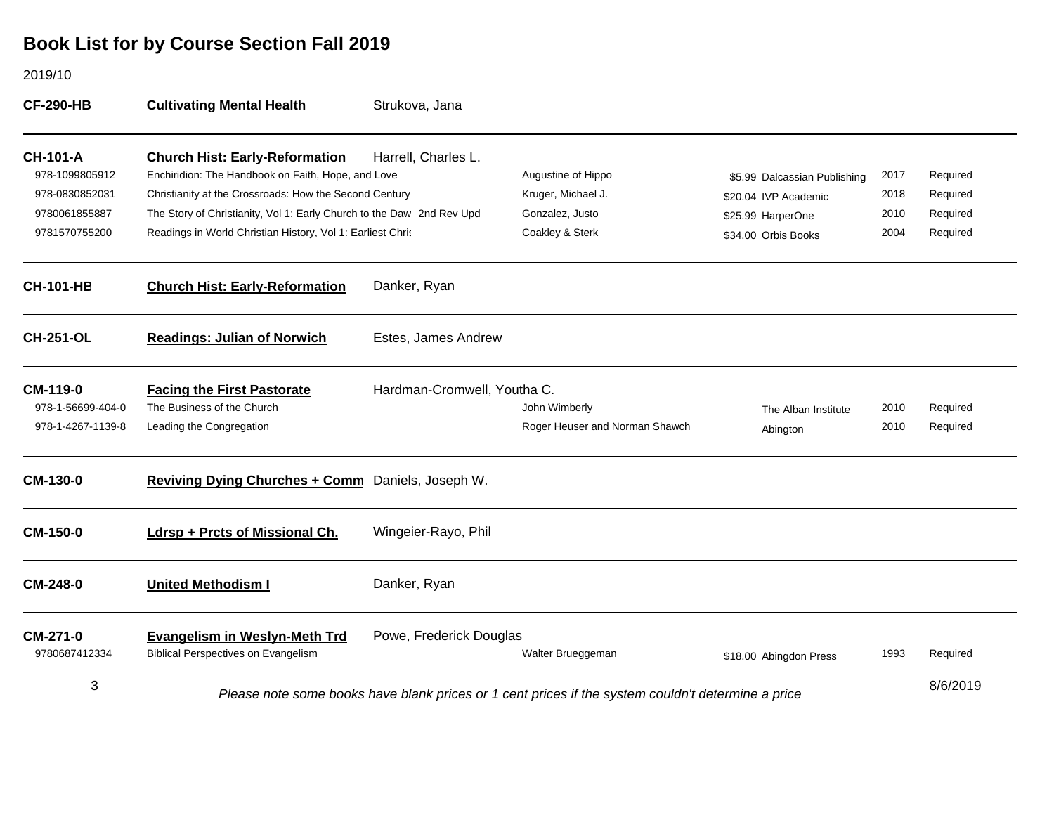# Book List for by Course Section Fall 2019

2019/10

**CF-290-HB** **Cultivating Mental Health** Strukova, Jana

---

**CH-101-A** **Church Hist: Early-Reformation** Harrell, Charles L.

| ISBN | Title | Author | Price | Publisher | Year | Status |
|---|---|---|---|---|---|---|
| 978-1099805912 | Enchiridion: The Handbook on Faith, Hope, and Love | Augustine of Hippo | $5.99 | Dalcassian Publishing | 2017 | Required |
| 978-0830852031 | Christianity at the Crossroads: How the Second Century | Kruger, Michael J. | $20.04 | IVP Academic | 2018 | Required |
| 9780061855887 | The Story of Christianity, Vol 1: Early Church to the Daw 2nd Rev Upd | Gonzalez, Justo | $25.99 | HarperOne | 2010 | Required |
| 9781570755200 | Readings in World Christian History, Vol 1: Earliest Chris | Coakley & Sterk | $34.00 | Orbis Books | 2004 | Required |

---

**CH-101-HB** **Church Hist: Early-Reformation** Danker, Ryan

---

**CH-251-OL** **Readings: Julian of Norwich** Estes, James Andrew

---

**CM-119-0** **Facing the First Pastorate** Hardman-Cromwell, Youtha C.

| ISBN | Title | Author | Price | Publisher | Year | Status |
|---|---|---|---|---|---|---|
| 978-1-56699-404-0 | The Business of the Church | John Wimberly | | The Alban Institute | 2010 | Required |
| 978-1-4267-1139-8 | Leading the Congregation | Roger Heuser and Norman Shawch | | Abington | 2010 | Required |

---

**CM-130-0** **Reviving Dying Churches + Comm** Daniels, Joseph W.

---

**CM-150-0** **Ldrsp + Prcts of Missional Ch.** Wingeier-Rayo, Phil

---

**CM-248-0** **United Methodism I** Danker, Ryan

---

**CM-271-0** **Evangelism in Weslyn-Meth Trd** Powe, Frederick Douglas

| ISBN | Title | Author | Price | Publisher | Year | Status |
|---|---|---|---|---|---|---|
| 9780687412334 | Biblical Perspectives on Evangelism | Walter Brueggeman | $18.00 | Abingdon Press | 1993 | Required |

*Please note some books have blank prices or 1 cent prices if the system couldn't determine a price*

8/6/2019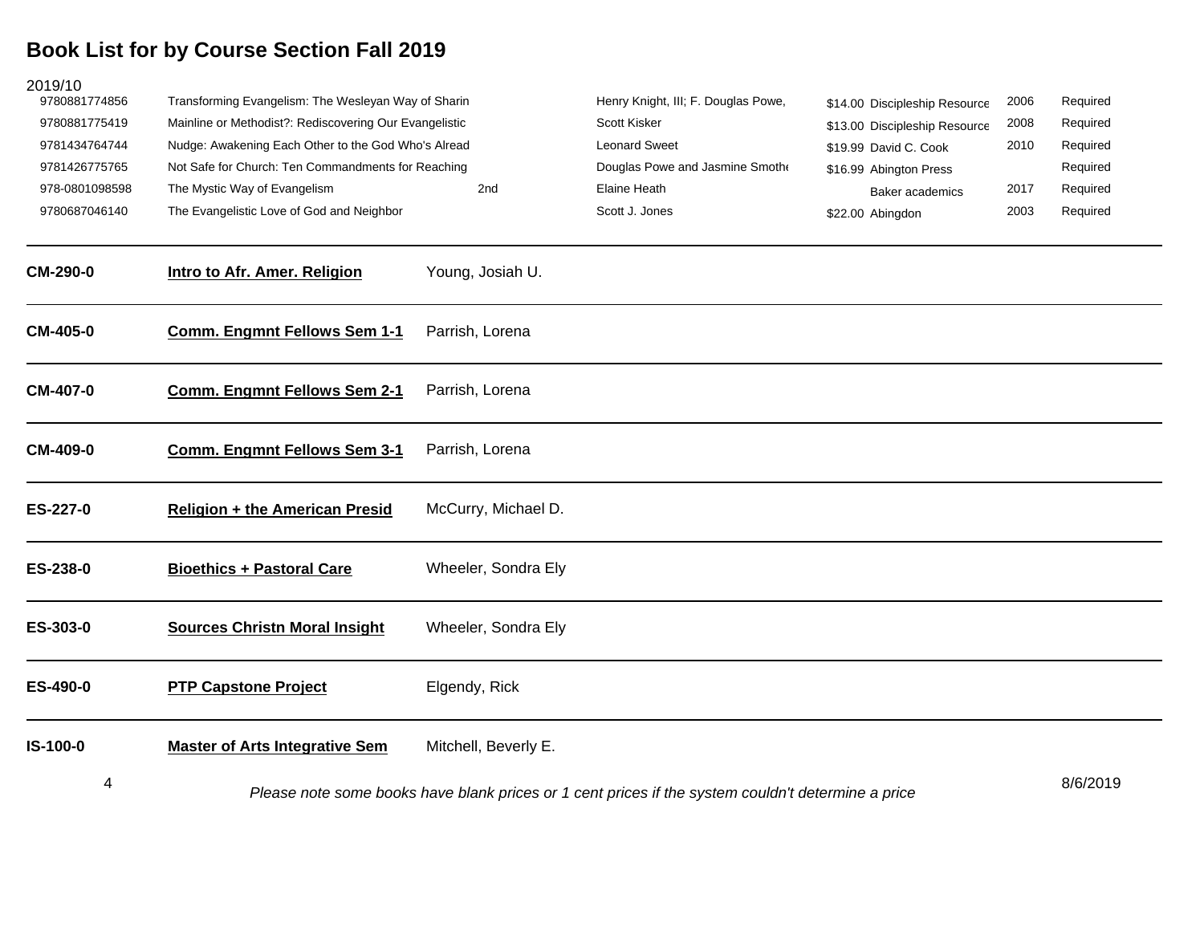# Book List for by Course Section Fall 2019

2019/10

| ISBN | Title | Edition | Author | Price | Publisher | Year | Status |
|---|---|---|---|---|---|---|---|
| 9780881774856 | Transforming Evangelism: The Wesleyan Way of Sharin | | Henry Knight, III; F. Douglas Powe, | $14.00 | Discipleship Resource | 2006 | Required |
| 9780881775419 | Mainline or Methodist?: Rediscovering Our Evangelistic | | Scott Kisker | $13.00 | Discipleship Resource | 2008 | Required |
| 9781434764744 | Nudge: Awakening Each Other to the God Who's Alread | | Leonard Sweet | $19.99 | David C. Cook | 2010 | Required |
| 9781426775765 | Not Safe for Church: Ten Commandments for Reaching | | Douglas Powe and Jasmine Smothe | $16.99 | Abington Press | | Required |
| 978-0801098598 | The Mystic Way of Evangelism | 2nd | Elaine Heath | | Baker academics | 2017 | Required |
| 9780687046140 | The Evangelistic Love of God and Neighbor | | Scott J. Jones | $22.00 | Abingdon | 2003 | Required |

---

**CM-290-0** **Intro to Afr. Amer. Religion** Young, Josiah U.

---

**CM-405-0** **Comm. Engmnt Fellows Sem 1-1** Parrish, Lorena

---

**CM-407-0** **Comm. Engmnt Fellows Sem 2-1** Parrish, Lorena

---

**CM-409-0** **Comm. Engmnt Fellows Sem 3-1** Parrish, Lorena

---

**ES-227-0** **Religion + the American Presid** McCurry, Michael D.

---

**ES-238-0** **Bioethics + Pastoral Care** Wheeler, Sondra Ely

---

**ES-303-0** **Sources Christn Moral Insight** Wheeler, Sondra Ely

---

**ES-490-0** **PTP Capstone Project** Elgendy, Rick

---

**IS-100-0** **Master of Arts Integrative Sem** Mitchell, Beverly E.

*Please note some books have blank prices or 1 cent prices if the system couldn't determine a price*

8/6/2019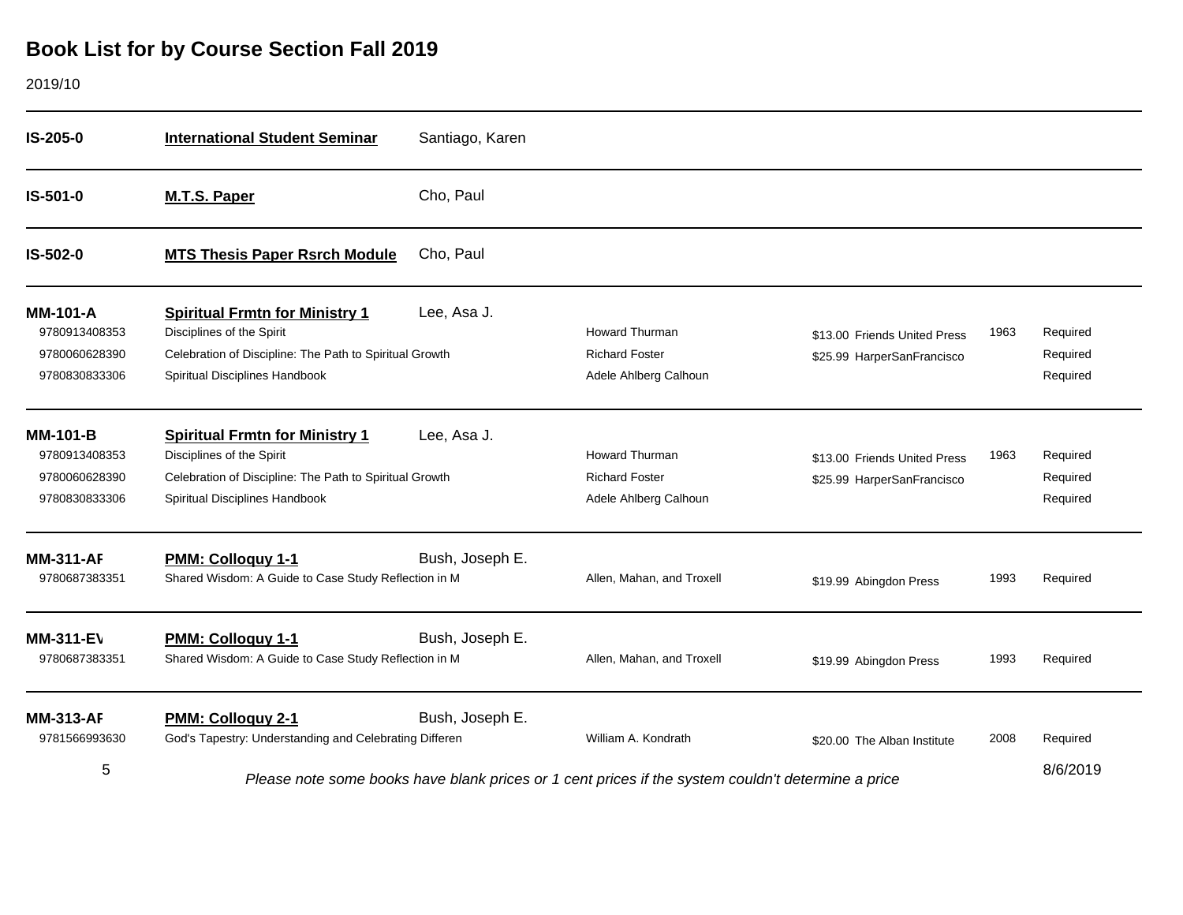## Book List for by Course Section Fall 2019

2019/10

| Course | Title | Instructor / Author | | Price / Publisher | Year | Status |
|---|---|---|---|---|---|---|
| **IS-205-0** | **International Student Seminar** | Santiago, Karen | | | | |
| **IS-501-0** | **M.T.S. Paper** | Cho, Paul | | | | |
| **IS-502-0** | **MTS Thesis Paper Rsrch Module** | Cho, Paul | | | | |
| **MM-101-A** | **Spiritual Frmtn for Ministry 1** | Lee, Asa J. | | | | |
| 9780913408353 | Disciplines of the Spirit | | Howard Thurman | $13.00 Friends United Press | 1963 | Required |
| 9780060628390 | Celebration of Discipline: The Path to Spiritual Growth | | Richard Foster | $25.99 HarperSanFrancisco | | Required |
| 9780830833306 | Spiritual Disciplines Handbook | | Adele Ahlberg Calhoun | | | Required |
| **MM-101-B** | **Spiritual Frmtn for Ministry 1** | Lee, Asa J. | | | | |
| 9780913408353 | Disciplines of the Spirit | | Howard Thurman | $13.00 Friends United Press | 1963 | Required |
| 9780060628390 | Celebration of Discipline: The Path to Spiritual Growth | | Richard Foster | $25.99 HarperSanFrancisco | | Required |
| 9780830833306 | Spiritual Disciplines Handbook | | Adele Ahlberg Calhoun | | | Required |
| **MM-311-AF** | **PMM: Colloquy 1-1** | Bush, Joseph E. | | | | |
| 9780687383351 | Shared Wisdom: A Guide to Case Study Reflection in M | | Allen, Mahan, and Troxell | $19.99 Abingdon Press | 1993 | Required |
| **MM-311-EV** | **PMM: Colloquy 1-1** | Bush, Joseph E. | | | | |
| 9780687383351 | Shared Wisdom: A Guide to Case Study Reflection in M | | Allen, Mahan, and Troxell | $19.99 Abingdon Press | 1993 | Required |
| **MM-313-AF** | **PMM: Colloquy 2-1** | Bush, Joseph E. | | | | |
| 9781566993630 | God's Tapestry: Understanding and Celebrating Differen | | William A. Kondrath | $20.00 The Alban Institute | 2008 | Required |

*Please note some books have blank prices or 1 cent prices if the system couldn't determine a price*

8/6/2019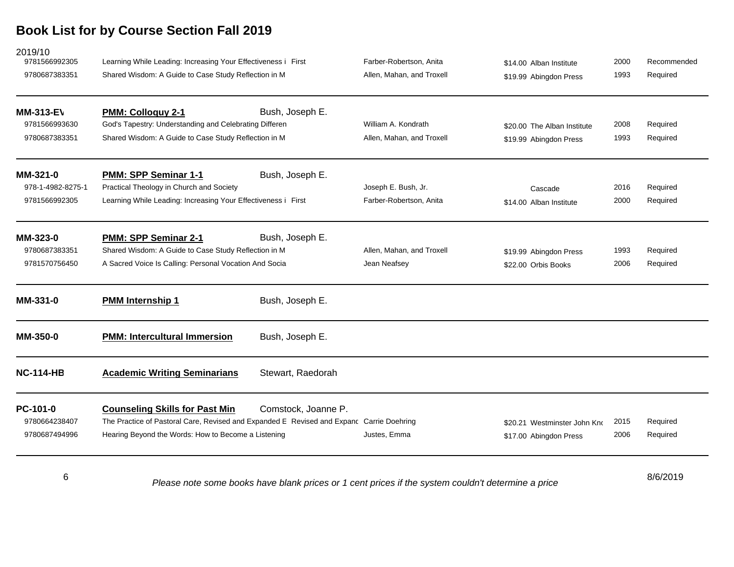# Book List for by Course Section Fall 2019

2019/10

| ISBN | Title | Edition | Author | Price | Publisher | Year | Status |
|---|---|---|---|---|---|---|---|
| 9781566992305 | Learning While Leading: Increasing Your Effectiveness i | First | Farber-Robertson, Anita | $14.00 | Alban Institute | 2000 | Recommended |
| 9780687383351 | Shared Wisdom: A Guide to Case Study Reflection in M | | Allen, Mahan, and Troxell | $19.99 | Abingdon Press | 1993 | Required |

---

**MM-313-EV** **PMM: Colloquy 2-1** Bush, Joseph E.

| ISBN | Title | Edition | Author | Price | Publisher | Year | Status |
|---|---|---|---|---|---|---|---|
| 9781566993630 | God's Tapestry: Understanding and Celebrating Differen | | William A. Kondrath | $20.00 | The Alban Institute | 2008 | Required |
| 9780687383351 | Shared Wisdom: A Guide to Case Study Reflection in M | | Allen, Mahan, and Troxell | $19.99 | Abingdon Press | 1993 | Required |

---

**MM-321-0** **PMM: SPP Seminar 1-1** Bush, Joseph E.

| ISBN | Title | Edition | Author | Price | Publisher | Year | Status |
|---|---|---|---|---|---|---|---|
| 978-1-4982-8275-1 | Practical Theology in Church and Society | | Joseph E. Bush, Jr. | | Cascade | 2016 | Required |
| 9781566992305 | Learning While Leading: Increasing Your Effectiveness i | First | Farber-Robertson, Anita | $14.00 | Alban Institute | 2000 | Required |

---

**MM-323-0** **PMM: SPP Seminar 2-1** Bush, Joseph E.

| ISBN | Title | Edition | Author | Price | Publisher | Year | Status |
|---|---|---|---|---|---|---|---|
| 9780687383351 | Shared Wisdom: A Guide to Case Study Reflection in M | | Allen, Mahan, and Troxell | $19.99 | Abingdon Press | 1993 | Required |
| 9781570756450 | A Sacred Voice Is Calling: Personal Vocation And Socia | | Jean Neafsey | $22.00 | Orbis Books | 2006 | Required |

---

**MM-331-0** **PMM Internship 1** Bush, Joseph E.

---

**MM-350-0** **PMM: Intercultural Immersion** Bush, Joseph E.

---

**NC-114-HB** **Academic Writing Seminarians** Stewart, Raedorah

---

**PC-101-0** **Counseling Skills for Past Min** Comstock, Joanne P.

| ISBN | Title | Edition | Author | Price | Publisher | Year | Status |
|---|---|---|---|---|---|---|---|
| 9780664238407 | The Practice of Pastoral Care, Revised and Expanded E | Revised and Expanc | Carrie Doehring | $20.21 | Westminster John Kno | 2015 | Required |
| 9780687494996 | Hearing Beyond the Words: How to Become a Listening | | Justes, Emma | $17.00 | Abingdon Press | 2006 | Required |

---

*Please note some books have blank prices or 1 cent prices if the system couldn't determine a price*

8/6/2019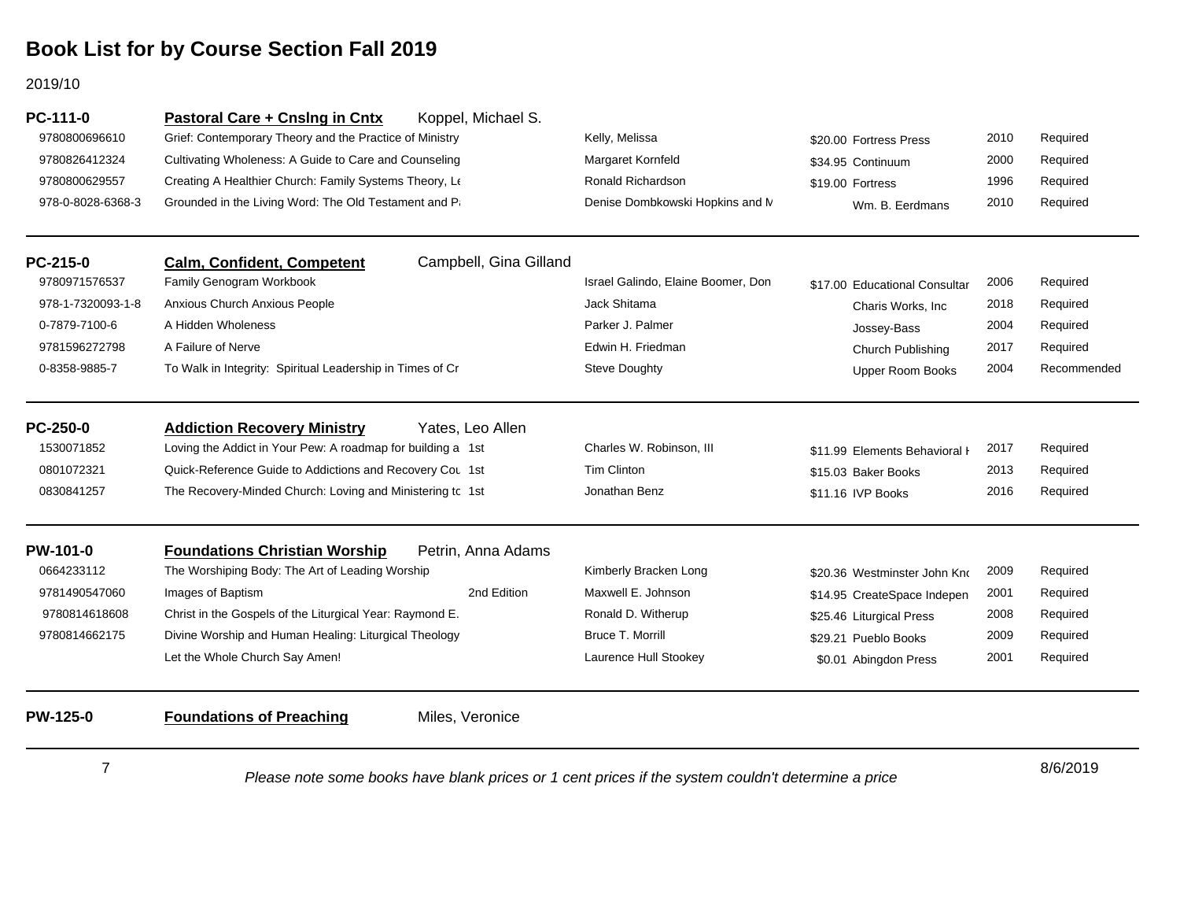# Book List for by Course Section Fall 2019

2019/10

## PC-111-0 — Pastoral Care + Cnslng in Cntx — Koppel, Michael S.

| ISBN | Title | Edition | Author | Price | Publisher | Year | Status |
|---|---|---|---|---|---|---|---|
| 9780800696610 | Grief: Contemporary Theory and the Practice of Ministry | | Kelly, Melissa | $20.00 | Fortress Press | 2010 | Required |
| 9780826412324 | Cultivating Wholeness: A Guide to Care and Counseling | | Margaret Kornfeld | $34.95 | Continuum | 2000 | Required |
| 9780800629557 | Creating A Healthier Church: Family Systems Theory, Le | | Ronald Richardson | $19.00 | Fortress | 1996 | Required |
| 978-0-8028-6368-3 | Grounded in the Living Word: The Old Testament and Pa | | Denise Dombkowski Hopkins and M | | Wm. B. Eerdmans | 2010 | Required |

## PC-215-0 — Calm, Confident, Competent — Campbell, Gina Gilland

| ISBN | Title | Edition | Author | Price | Publisher | Year | Status |
|---|---|---|---|---|---|---|---|
| 9780971576537 | Family Genogram Workbook | | Israel Galindo, Elaine Boomer, Don | $17.00 | Educational Consultar | 2006 | Required |
| 978-1-7320093-1-8 | Anxious Church Anxious People | | Jack Shitama | | Charis Works, Inc | 2018 | Required |
| 0-7879-7100-6 | A Hidden Wholeness | | Parker J. Palmer | | Jossey-Bass | 2004 | Required |
| 9781596272798 | A Failure of Nerve | | Edwin H. Friedman | | Church Publishing | 2017 | Required |
| 0-8358-9885-7 | To Walk in Integrity: Spiritual Leadership in Times of Cr | | Steve Doughty | | Upper Room Books | 2004 | Recommended |

## PC-250-0 — Addiction Recovery Ministry — Yates, Leo Allen

| ISBN | Title | Edition | Author | Price | Publisher | Year | Status |
|---|---|---|---|---|---|---|---|
| 1530071852 | Loving the Addict in Your Pew: A roadmap for building a | 1st | Charles W. Robinson, III | $11.99 | Elements Behavioral H | 2017 | Required |
| 0801072321 | Quick-Reference Guide to Addictions and Recovery Cou | 1st | Tim Clinton | $15.03 | Baker Books | 2013 | Required |
| 0830841257 | The Recovery-Minded Church: Loving and Ministering to | 1st | Jonathan Benz | $11.16 | IVP Books | 2016 | Required |

## PW-101-0 — Foundations Christian Worship — Petrin, Anna Adams

| ISBN | Title | Edition | Author | Price | Publisher | Year | Status |
|---|---|---|---|---|---|---|---|
| 0664233112 | The Worshiping Body: The Art of Leading Worship | | Kimberly Bracken Long | $20.36 | Westminster John Kno | 2009 | Required |
| 9781490547060 | Images of Baptism | 2nd Edition | Maxwell E. Johnson | $14.95 | CreateSpace Indepen | 2001 | Required |
| 9780814618608 | Christ in the Gospels of the Liturgical Year: Raymond E. | | Ronald D. Witherup | $25.46 | Liturgical Press | 2008 | Required |
| 9780814662175 | Divine Worship and Human Healing: Liturgical Theology | | Bruce T. Morrill | $29.21 | Pueblo Books | 2009 | Required |
| | Let the Whole Church Say Amen! | | Laurence Hull Stookey | $0.01 | Abingdon Press | 2001 | Required |

## PW-125-0 — Foundations of Preaching — Miles, Veronice

*Please note some books have blank prices or 1 cent prices if the system couldn't determine a price*

8/6/2019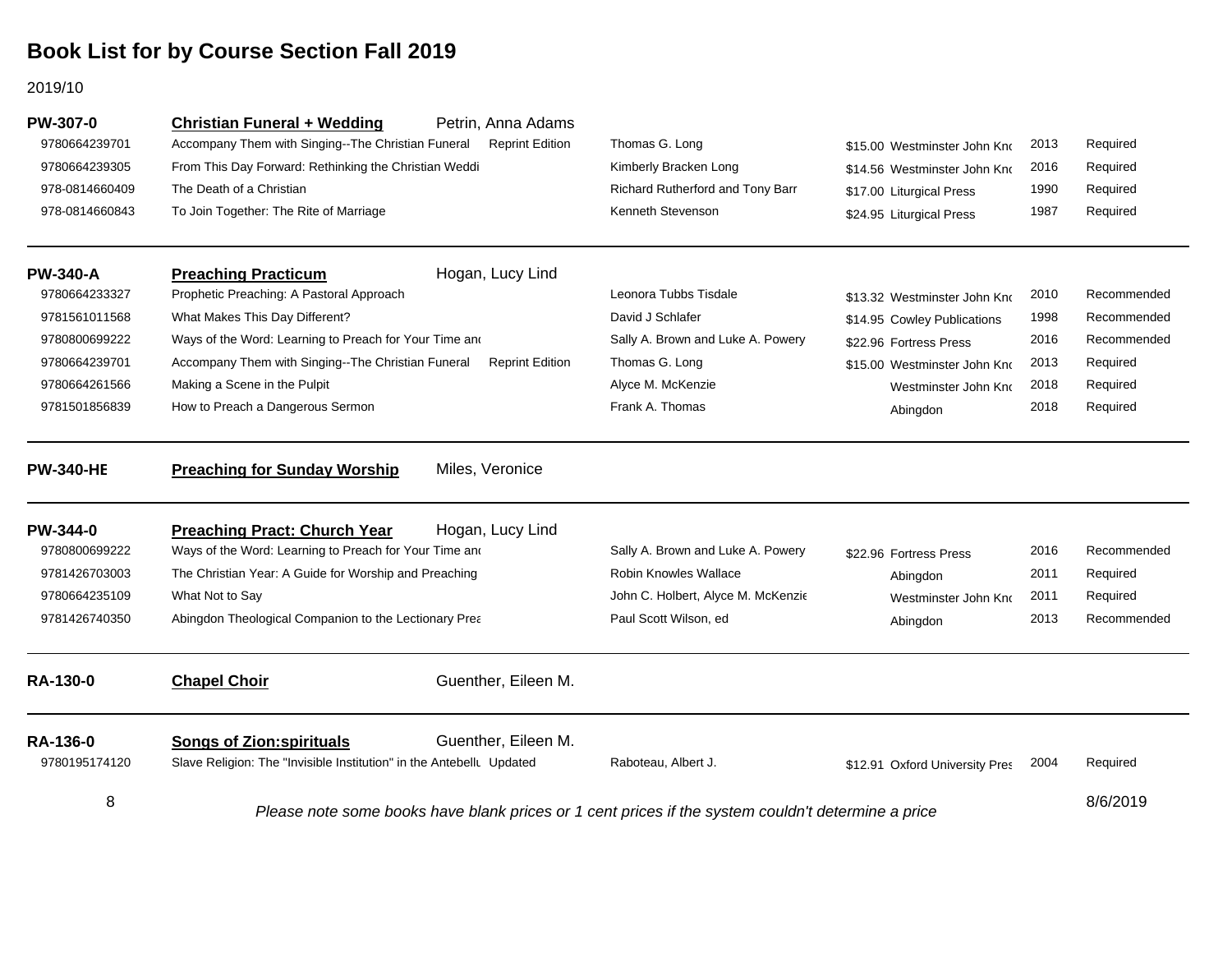# Book List for by Course Section Fall 2019

2019/10

**PW-307-0** — **Christian Funeral + Wedding** — Petrin, Anna Adams

| ISBN | Title | Edition | Author | Price | Publisher | Year | Status |
|---|---|---|---|---|---|---|---|
| 9780664239701 | Accompany Them with Singing--The Christian Funeral | Reprint Edition | Thomas G. Long | $15.00 | Westminster John Kno | 2013 | Required |
| 9780664239305 | From This Day Forward: Rethinking the Christian Weddi | | Kimberly Bracken Long | $14.56 | Westminster John Kno | 2016 | Required |
| 978-0814660409 | The Death of a Christian | | Richard Rutherford and Tony Barr | $17.00 | Liturgical Press | 1990 | Required |
| 978-0814660843 | To Join Together: The Rite of Marriage | | Kenneth Stevenson | $24.95 | Liturgical Press | 1987 | Required |

**PW-340-A** — **Preaching Practicum** — Hogan, Lucy Lind

| ISBN | Title | Edition | Author | Price | Publisher | Year | Status |
|---|---|---|---|---|---|---|---|
| 9780664233327 | Prophetic Preaching: A Pastoral Approach | | Leonora Tubbs Tisdale | $13.32 | Westminster John Kno | 2010 | Recommended |
| 9781561011568 | What Makes This Day Different? | | David J Schlafer | $14.95 | Cowley Publications | 1998 | Recommended |
| 9780800699222 | Ways of the Word: Learning to Preach for Your Time and | | Sally A. Brown and Luke A. Powery | $22.96 | Fortress Press | 2016 | Recommended |
| 9780664239701 | Accompany Them with Singing--The Christian Funeral | Reprint Edition | Thomas G. Long | $15.00 | Westminster John Kno | 2013 | Required |
| 9780664261566 | Making a Scene in the Pulpit | | Alyce M. McKenzie | | Westminster John Kno | 2018 | Required |
| 9781501856839 | How to Preach a Dangerous Sermon | | Frank A. Thomas | | Abingdon | 2018 | Required |

**PW-340-HE** — **Preaching for Sunday Worship** — Miles, Veronice

**PW-344-0** — **Preaching Pract: Church Year** — Hogan, Lucy Lind

| ISBN | Title | Edition | Author | Price | Publisher | Year | Status |
|---|---|---|---|---|---|---|---|
| 9780800699222 | Ways of the Word: Learning to Preach for Your Time and | | Sally A. Brown and Luke A. Powery | $22.96 | Fortress Press | 2016 | Recommended |
| 9781426703003 | The Christian Year: A Guide for Worship and Preaching | | Robin Knowles Wallace | | Abingdon | 2011 | Required |
| 9780664235109 | What Not to Say | | John C. Holbert, Alyce M. McKenzie | | Westminster John Kno | 2011 | Required |
| 9781426740350 | Abingdon Theological Companion to the Lectionary Prea | | Paul Scott Wilson, ed | | Abingdon | 2013 | Recommended |

**RA-130-0** — **Chapel Choir** — Guenther, Eileen M.

**RA-136-0** — **Songs of Zion:spirituals** — Guenther, Eileen M.

| ISBN | Title | Edition | Author | Price | Publisher | Year | Status |
|---|---|---|---|---|---|---|---|
| 9780195174120 | Slave Religion: The "Invisible Institution" in the Antebellu | Updated | Raboteau, Albert J. | $12.91 | Oxford University Pres | 2004 | Required |

*Please note some books have blank prices or 1 cent prices if the system couldn't determine a price*

8/6/2019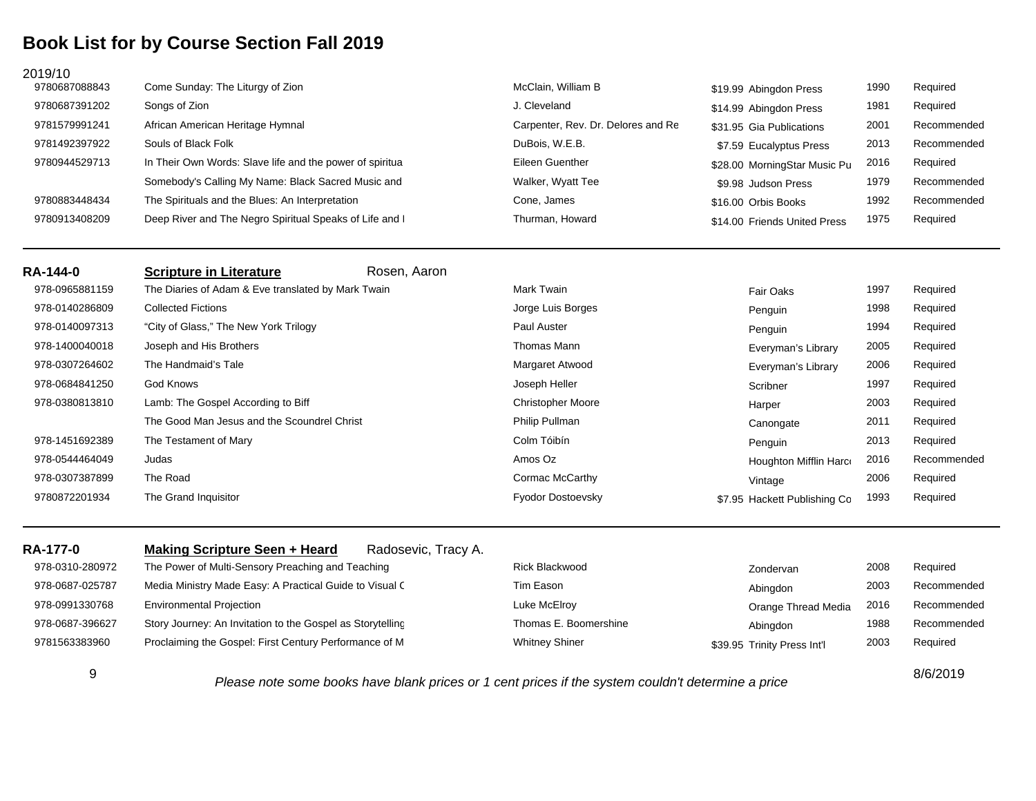# Book List for by Course Section Fall 2019

2019/10

| ISBN | Title | Author | Price | Publisher | Year | Status |
|---|---|---|---|---|---|---|
| 9780687088843 | Come Sunday: The Liturgy of Zion | McClain, William B | $19.99 | Abingdon Press | 1990 | Required |
| 9780687391202 | Songs of Zion | J. Cleveland | $14.99 | Abingdon Press | 1981 | Required |
| 9781579991241 | African American Heritage Hymnal | Carpenter, Rev. Dr. Delores and Re | $31.95 | Gia Publications | 2001 | Recommended |
| 9781492397922 | Souls of Black Folk | DuBois, W.E.B. | $7.59 | Eucalyptus Press | 2013 | Recommended |
| 9780944529713 | In Their Own Words: Slave life and the power of spiritua | Eileen Guenther | $28.00 | MorningStar Music Pu | 2016 | Required |
| | Somebody's Calling My Name: Black Sacred Music and | Walker, Wyatt Tee | $9.98 | Judson Press | 1979 | Recommended |
| 9780883448434 | The Spirituals and the Blues: An Interpretation | Cone, James | $16.00 | Orbis Books | 1992 | Recommended |
| 9780913408209 | Deep River and The Negro Spiritual Speaks of Life and I | Thurman, Howard | $14.00 | Friends United Press | 1975 | Required |

---

**RA-144-0** **Scripture in Literature** Rosen, Aaron

| ISBN | Title | Author | Price | Publisher | Year | Status |
|---|---|---|---|---|---|---|
| 978-0965881159 | The Diaries of Adam & Eve translated by Mark Twain | Mark Twain | | Fair Oaks | 1997 | Required |
| 978-0140286809 | Collected Fictions | Jorge Luis Borges | | Penguin | 1998 | Required |
| 978-0140097313 | "City of Glass," The New York Trilogy | Paul Auster | | Penguin | 1994 | Required |
| 978-1400040018 | Joseph and His Brothers | Thomas Mann | | Everyman's Library | 2005 | Required |
| 978-0307264602 | The Handmaid's Tale | Margaret Atwood | | Everyman's Library | 2006 | Required |
| 978-0684841250 | God Knows | Joseph Heller | | Scribner | 1997 | Required |
| 978-0380813810 | Lamb: The Gospel According to Biff | Christopher Moore | | Harper | 2003 | Required |
| | The Good Man Jesus and the Scoundrel Christ | Philip Pullman | | Canongate | 2011 | Required |
| 978-1451692389 | The Testament of Mary | Colm Tóibín | | Penguin | 2013 | Required |
| 978-0544464049 | Judas | Amos Oz | | Houghton Mifflin Harc | 2016 | Recommended |
| 978-0307387899 | The Road | Cormac McCarthy | | Vintage | 2006 | Required |
| 9780872201934 | The Grand Inquisitor | Fyodor Dostoevsky | $7.95 | Hackett Publishing Co | 1993 | Required |

---

**RA-177-0** **Making Scripture Seen + Heard** Radosevic, Tracy A.

| ISBN | Title | Author | Price | Publisher | Year | Status |
|---|---|---|---|---|---|---|
| 978-0310-280972 | The Power of Multi-Sensory Preaching and Teaching | Rick Blackwood | | Zondervan | 2008 | Required |
| 978-0687-025787 | Media Ministry Made Easy: A Practical Guide to Visual C | Tim Eason | | Abingdon | 2003 | Recommended |
| 978-0991330768 | Environmental Projection | Luke McElroy | | Orange Thread Media | 2016 | Recommended |
| 978-0687-396627 | Story Journey: An Invitation to the Gospel as Storytelling | Thomas E. Boomershine | | Abingdon | 1988 | Recommended |
| 9781563383960 | Proclaiming the Gospel: First Century Performance of M | Whitney Shiner | $39.95 | Trinity Press Int'l | 2003 | Required |

*Please note some books have blank prices or 1 cent prices if the system couldn't determine a price*

8/6/2019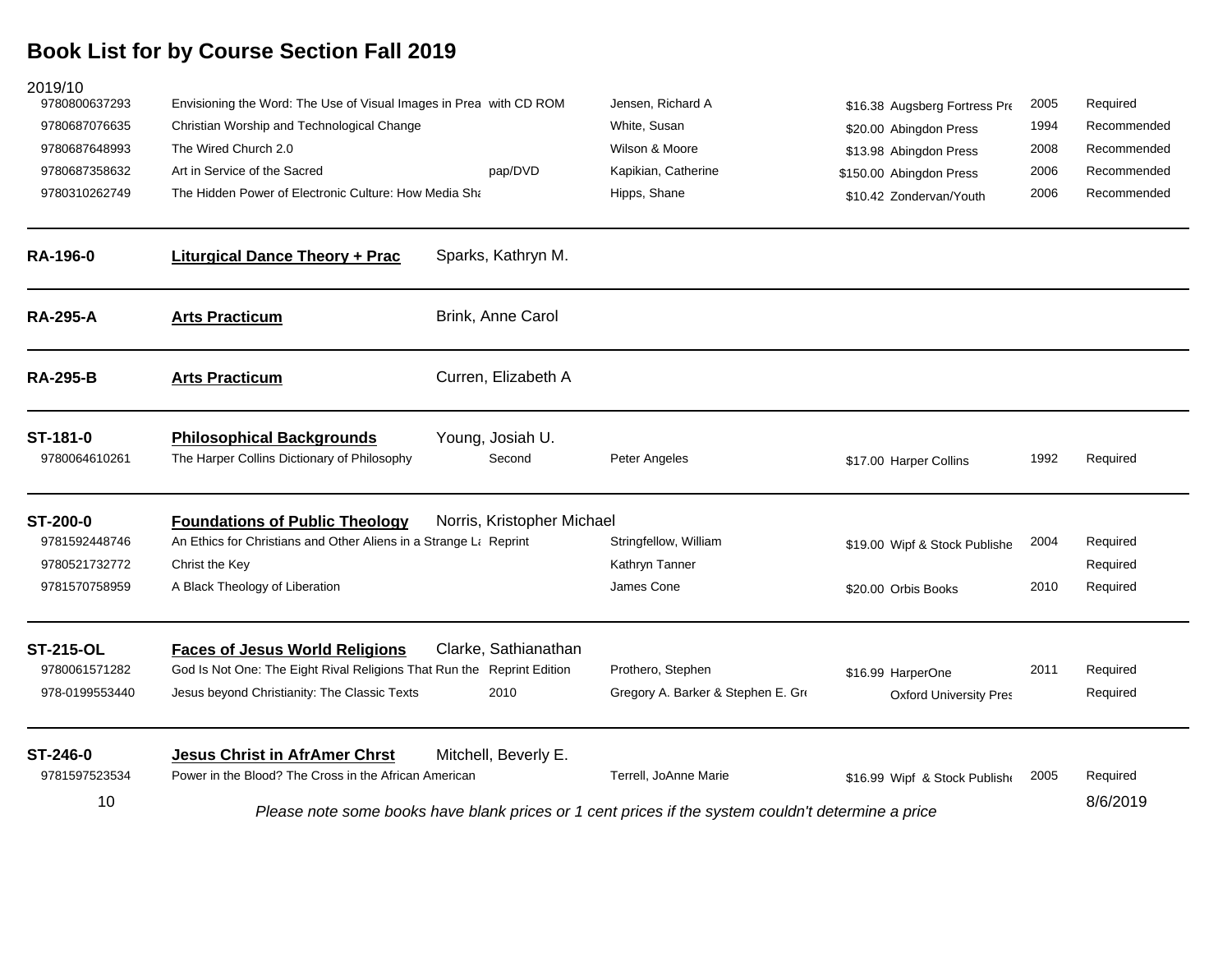# Book List for by Course Section Fall 2019

2019/10

| ISBN | Title | Edition | Author | Price | Publisher | Year | Status |
|---|---|---|---|---|---|---|---|
| 9780800637293 | Envisioning the Word: The Use of Visual Images in Prea | with CD ROM | Jensen, Richard A | $16.38 | Augsberg Fortress Pre | 2005 | Required |
| 9780687076635 | Christian Worship and Technological Change | | White, Susan | $20.00 | Abingdon Press | 1994 | Recommended |
| 9780687648993 | The Wired Church 2.0 | | Wilson & Moore | $13.98 | Abingdon Press | 2008 | Recommended |
| 9780687358632 | Art in Service of the Sacred | pap/DVD | Kapikian, Catherine | $150.00 | Abingdon Press | 2006 | Recommended |
| 9780310262749 | The Hidden Power of Electronic Culture: How Media Sha | | Hipps, Shane | $10.42 | Zondervan/Youth | 2006 | Recommended |

---

**RA-196-0** — **Liturgical Dance Theory + Prac** — Sparks, Kathryn M.

---

**RA-295-A** — **Arts Practicum** — Brink, Anne Carol

---

**RA-295-B** — **Arts Practicum** — Curren, Elizabeth A

---

**ST-181-0** — **Philosophical Backgrounds** — Young, Josiah U.

| ISBN | Title | Edition | Author | Price | Publisher | Year | Status |
|---|---|---|---|---|---|---|---|
| 9780064610261 | The Harper Collins Dictionary of Philosophy | Second | Peter Angeles | $17.00 | Harper Collins | 1992 | Required |

---

**ST-200-0** — **Foundations of Public Theology** — Norris, Kristopher Michael

| ISBN | Title | Edition | Author | Price | Publisher | Year | Status |
|---|---|---|---|---|---|---|---|
| 9781592448746 | An Ethics for Christians and Other Aliens in a Strange La | Reprint | Stringfellow, William | $19.00 | Wipf & Stock Publishe | 2004 | Required |
| 9780521732772 | Christ the Key | | Kathryn Tanner | | | | Required |
| 9781570758959 | A Black Theology of Liberation | | James Cone | $20.00 | Orbis Books | 2010 | Required |

---

**ST-215-OL** — **Faces of Jesus World Religions** — Clarke, Sathianathan

| ISBN | Title | Edition | Author | Price | Publisher | Year | Status |
|---|---|---|---|---|---|---|---|
| 9780061571282 | God Is Not One: The Eight Rival Religions That Run the | Reprint Edition | Prothero, Stephen | $16.99 | HarperOne | 2011 | Required |
| 978-0199553440 | Jesus beyond Christianity: The Classic Texts | 2010 | Gregory A. Barker & Stephen E. Gre | | Oxford University Pres | | Required |

---

**ST-246-0** — **Jesus Christ in AfrAmer Chrst** — Mitchell, Beverly E.

| ISBN | Title | Edition | Author | Price | Publisher | Year | Status |
|---|---|---|---|---|---|---|---|
| 9781597523534 | Power in the Blood? The Cross in the African American | | Terrell, JoAnne Marie | $16.99 | Wipf & Stock Publish | 2005 | Required |

*Please note some books have blank prices or 1 cent prices if the system couldn't determine a price*

8/6/2019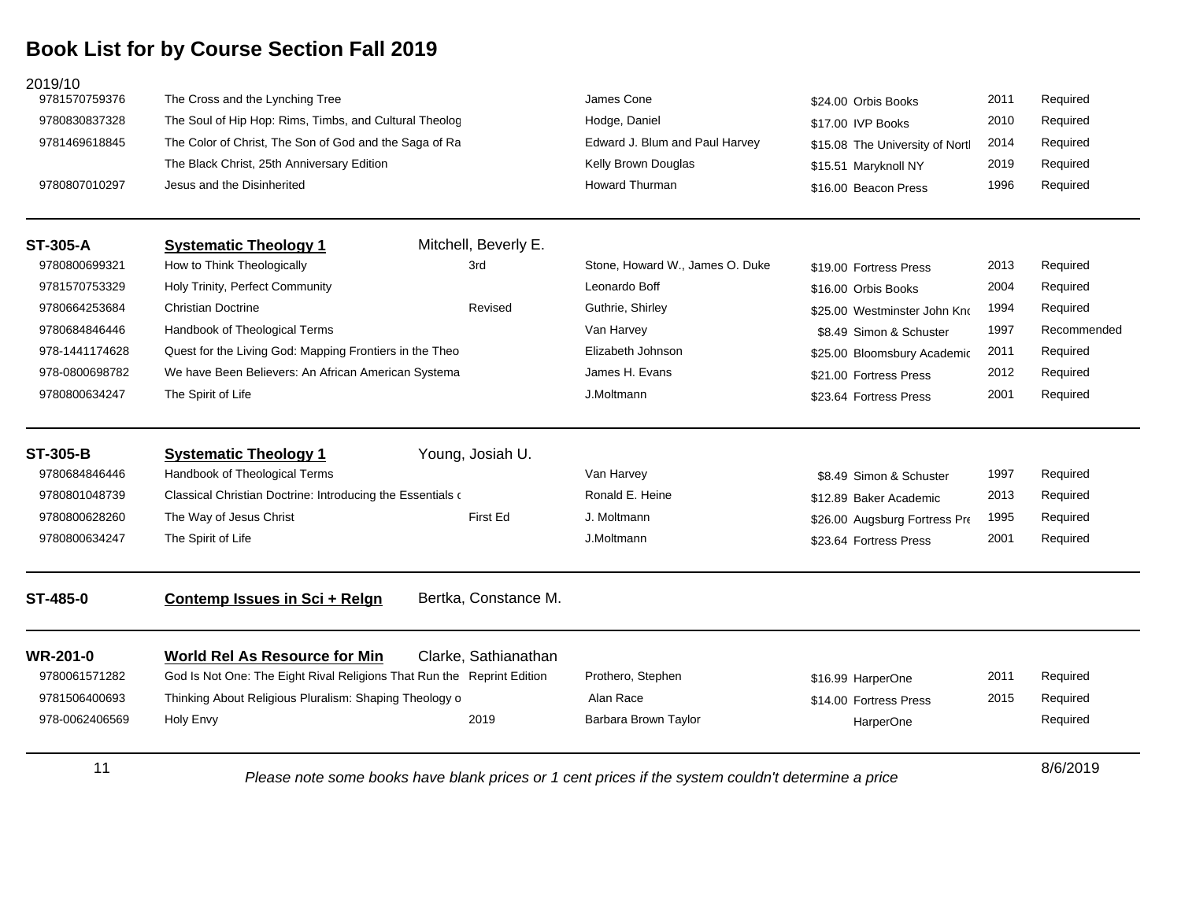# Book List for by Course Section Fall 2019

2019/10

| ISBN | Title | Edition | Author | Price | Publisher | Year | Status |
|---|---|---|---|---|---|---|---|
| 9781570759376 | The Cross and the Lynching Tree | | James Cone | $24.00 | Orbis Books | 2011 | Required |
| 9780830837328 | The Soul of Hip Hop: Rims, Timbs, and Cultural Theolog | | Hodge, Daniel | $17.00 | IVP Books | 2010 | Required |
| 9781469618845 | The Color of Christ, The Son of God and the Saga of Ra | | Edward J. Blum and Paul Harvey | $15.08 | The University of Nortl | 2014 | Required |
| | The Black Christ, 25th Anniversary Edition | | Kelly Brown Douglas | $15.51 | Maryknoll NY | 2019 | Required |
| 9780807010297 | Jesus and the Disinherited | | Howard Thurman | $16.00 | Beacon Press | 1996 | Required |

## ST-305-A — Systematic Theology 1 — Mitchell, Beverly E.

| ISBN | Title | Edition | Author | Price | Publisher | Year | Status |
|---|---|---|---|---|---|---|---|
| 9780800699321 | How to Think Theologically | 3rd | Stone, Howard W., James O. Duke | $19.00 | Fortress Press | 2013 | Required |
| 9781570753329 | Holy Trinity, Perfect Community | | Leonardo Boff | $16.00 | Orbis Books | 2004 | Required |
| 9780664253684 | Christian Doctrine | Revised | Guthrie, Shirley | $25.00 | Westminster John Knc | 1994 | Required |
| 9780684846446 | Handbook of Theological Terms | | Van Harvey | $8.49 | Simon & Schuster | 1997 | Recommended |
| 978-1441174628 | Quest for the Living God: Mapping Frontiers in the Theo | | Elizabeth Johnson | $25.00 | Bloomsbury Academic | 2011 | Required |
| 978-0800698782 | We have Been Believers: An African American Systema | | James H. Evans | $21.00 | Fortress Press | 2012 | Required |
| 9780800634247 | The Spirit of Life | | J.Moltmann | $23.64 | Fortress Press | 2001 | Required |

## ST-305-B — Systematic Theology 1 — Young, Josiah U.

| ISBN | Title | Edition | Author | Price | Publisher | Year | Status |
|---|---|---|---|---|---|---|---|
| 9780684846446 | Handbook of Theological Terms | | Van Harvey | $8.49 | Simon & Schuster | 1997 | Required |
| 9780801048739 | Classical Christian Doctrine: Introducing the Essentials c | | Ronald E. Heine | $12.89 | Baker Academic | 2013 | Required |
| 9780800628260 | The Way of Jesus Christ | First Ed | J. Moltmann | $26.00 | Augsburg Fortress Pre | 1995 | Required |
| 9780800634247 | The Spirit of Life | | J.Moltmann | $23.64 | Fortress Press | 2001 | Required |

## ST-485-0 — Contemp Issues in Sci + Relgn — Bertka, Constance M.

## WR-201-0 — World Rel As Resource for Min — Clarke, Sathianathan

| ISBN | Title | Edition | Author | Price | Publisher | Year | Status |
|---|---|---|---|---|---|---|---|
| 9780061571282 | God Is Not One: The Eight Rival Religions That Run the | Reprint Edition | Prothero, Stephen | $16.99 | HarperOne | 2011 | Required |
| 9781506400693 | Thinking About Religious Pluralism: Shaping Theology o | | Alan Race | $14.00 | Fortress Press | 2015 | Required |
| 978-0062406569 | Holy Envy | 2019 | Barbara Brown Taylor | | HarperOne | | Required |

8/6/2019

*Please note some books have blank prices or 1 cent prices if the system couldn't determine a price*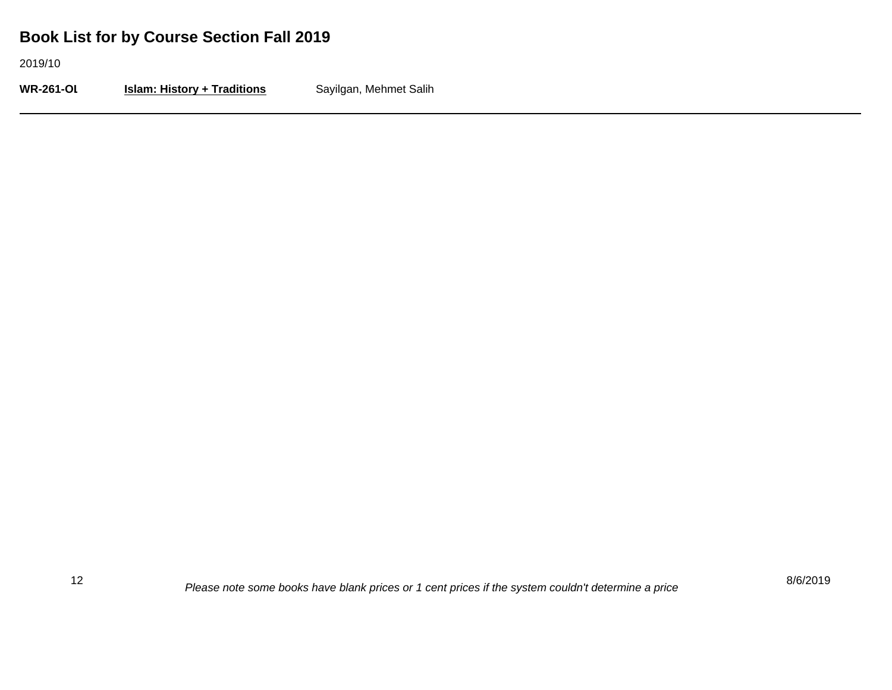## Book List for by Course Section Fall 2019

2019/10

**WR-261-OL** **Islam: History + Traditions** Sayilgan, Mehmet Salih

*Please note some books have blank prices or 1 cent prices if the system couldn't determine a price*

8/6/2019